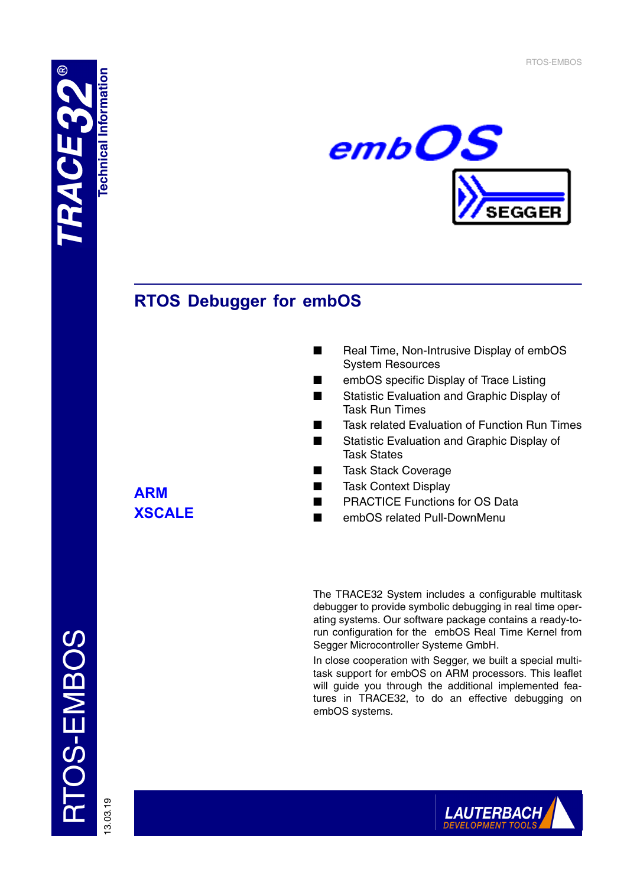# RTOS Debugger for embOS

**ARM**
**XSCALE**

- Real Time, Non-Intrusive Display of embOS System Resources
- embOS specific Display of Trace Listing
- Statistic Evaluation and Graphic Display of Task Run Times
- Task related Evaluation of Function Run Times
- Statistic Evaluation and Graphic Display of Task States
- Task Stack Coverage
- Task Context Display
- PRACTICE Functions for OS Data
- embOS related Pull-DownMenu

The TRACE32 System includes a configurable multitask debugger to provide symbolic debugging in real time operating systems. Our software package contains a ready-to-run configuration for the embOS Real Time Kernel from Segger Microcontroller Systeme GmbH.

In close cooperation with Segger, we built a special multitask support for embOS on ARM processors. This leaflet will guide you through the additional implemented features in TRACE32, to do an effective debugging on embOS systems.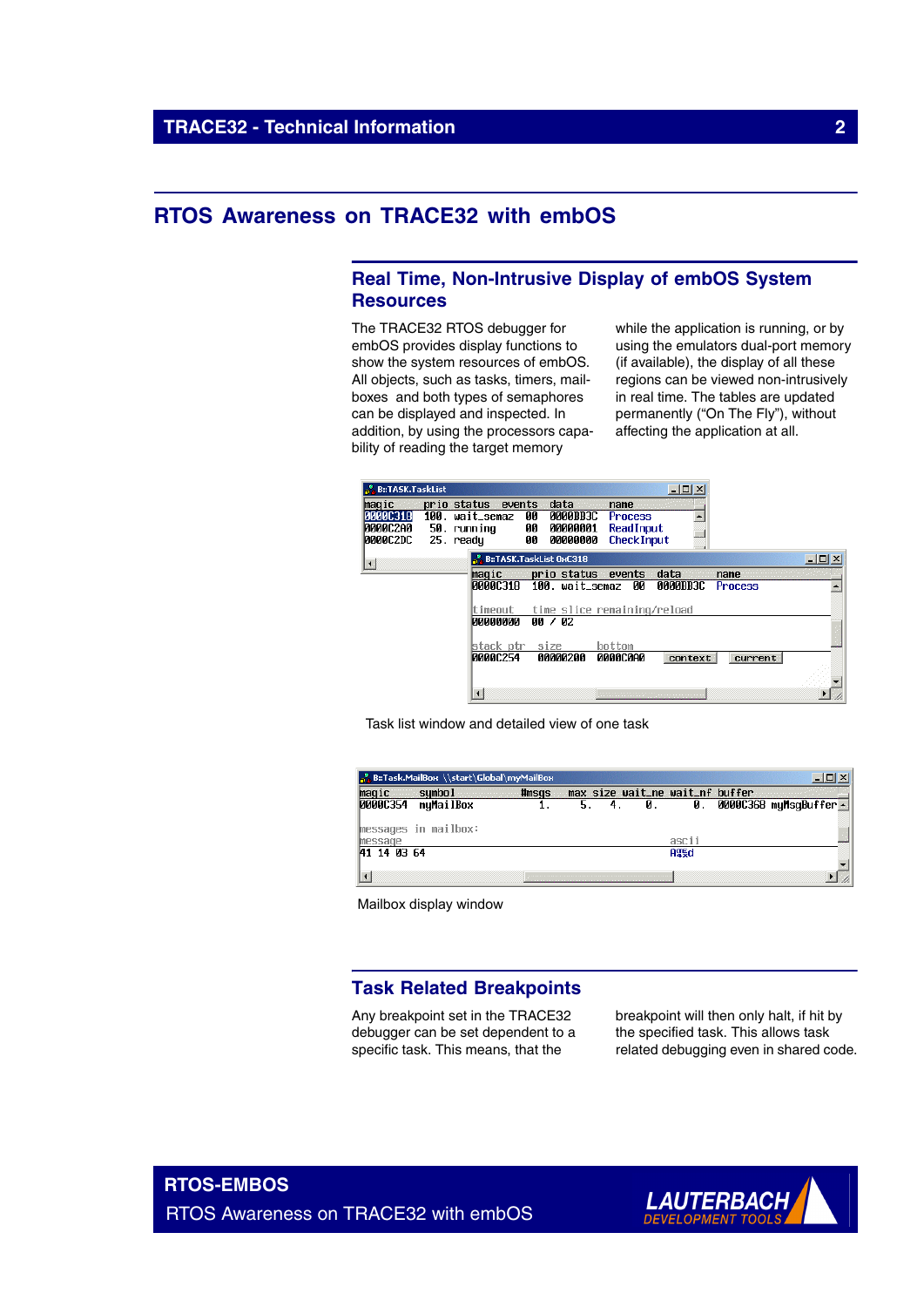# RTOS Awareness on TRACE32 with embOS

## Real Time, Non-Intrusive Display of embOS System Resources

The TRACE32 RTOS debugger for embOS provides display functions to show the system resources of embOS. All objects, such as tasks, timers, mail-boxes and both types of semaphores can be displayed and inspected. In addition, by using the processors capa-bility of reading the target memory while the application is running, or by using the emulators dual-port memory (if available), the display of all these regions can be viewed non-intrusively in real time. The tables are updated permanently ("On The Fly"), without affecting the application at all.

Task list window and detailed view of one task

Mailbox display window

## Task Related Breakpoints

Any breakpoint set in the TRACE32 debugger can be set dependent to a specific task. This means, that the breakpoint will then only halt, if hit by the specified task. This allows task related debugging even in shared code.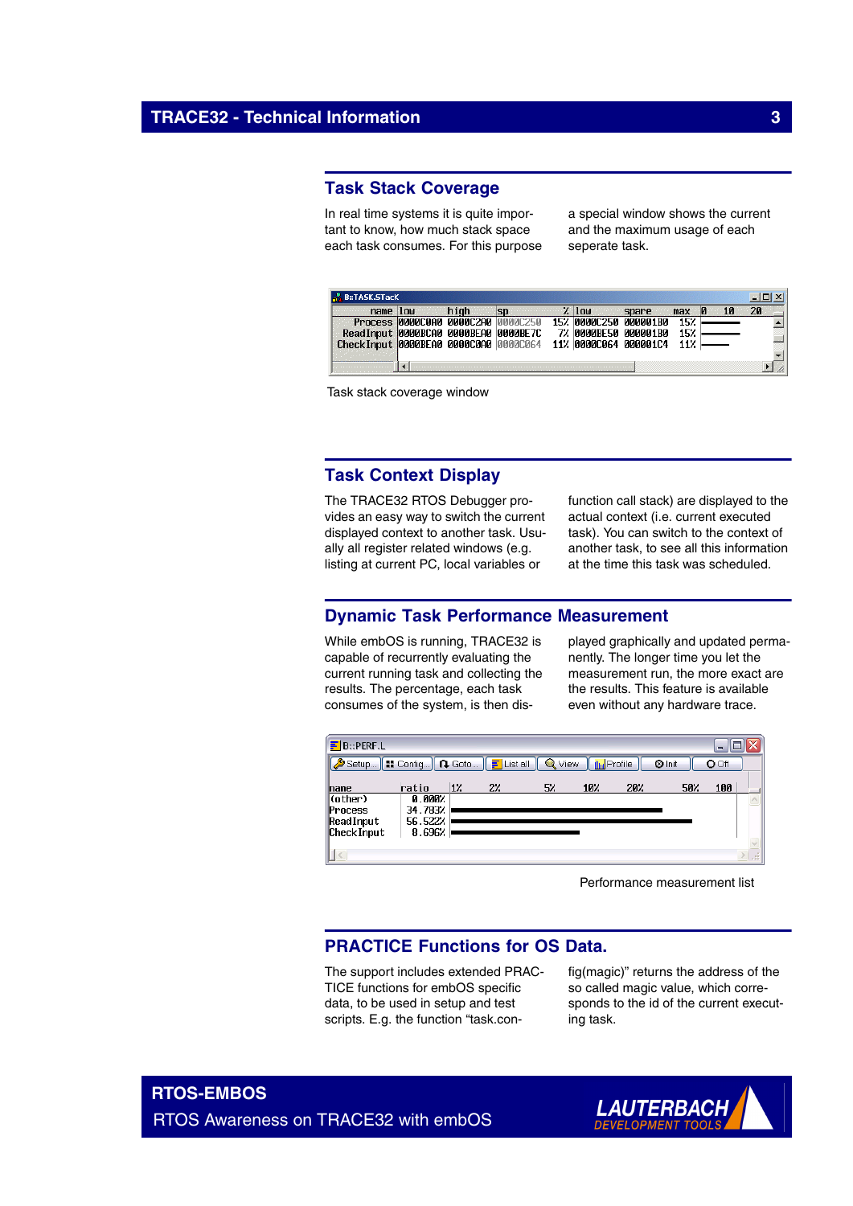## Task Stack Coverage

In real time systems it is quite important to know, how much stack space each task consumes. For this purpose a special window shows the current and the maximum usage of each seperate task.

Task stack coverage window

## Task Context Display

The TRACE32 RTOS Debugger provides an easy way to switch the current displayed context to another task. Usually all register related windows (e.g. listing at current PC, local variables or function call stack) are displayed to the actual context (i.e. current executed task). You can switch to the context of another task, to see all this information at the time this task was scheduled.

## Dynamic Task Performance Measurement

While embOS is running, TRACE32 is capable of recurrently evaluating the current running task and collecting the results. The percentage, each task consumes of the system, is then displayed graphically and updated permanently. The longer time you let the measurement run, the more exact are the results. This feature is available even without any hardware trace.

Performance measurement list

## PRACTICE Functions for OS Data.

The support includes extended PRACTICE functions for embOS specific data, to be used in setup and test scripts. E.g. the function "task.config(magic)" returns the address of the so called magic value, which corresponds to the id of the current executing task.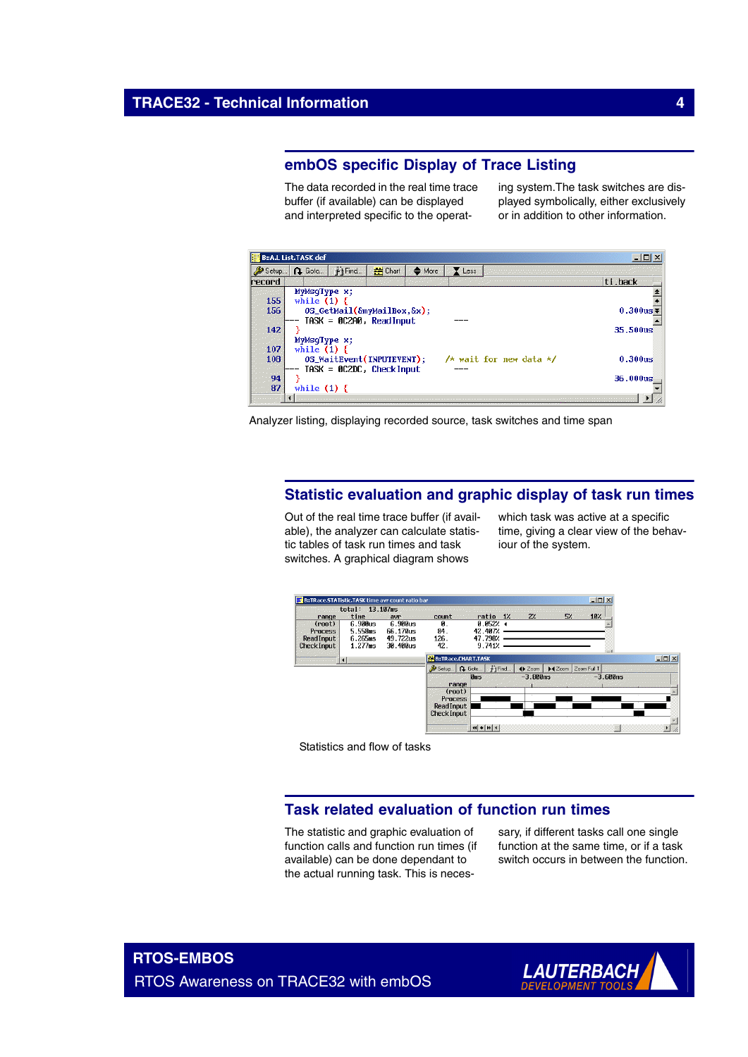## embOS specific Display of Trace Listing

The data recorded in the real time trace buffer (if available) can be displayed and interpreted specific to the operating system.The task switches are displayed symbolically, either exclusively or in addition to other information.

Analyzer listing, displaying recorded source, task switches and time span

## Statistic evaluation and graphic display of task run times

Out of the real time trace buffer (if available), the analyzer can calculate statistic tables of task run times and task switches. A graphical diagram shows which task was active at a specific time, giving a clear view of the behaviour of the system.

Statistics and flow of tasks

## Task related evaluation of function run times

The statistic and graphic evaluation of function calls and function run times (if available) can be done dependant to the actual running task. This is necessary, if different tasks call one single function at the same time, or if a task switch occurs in between the function.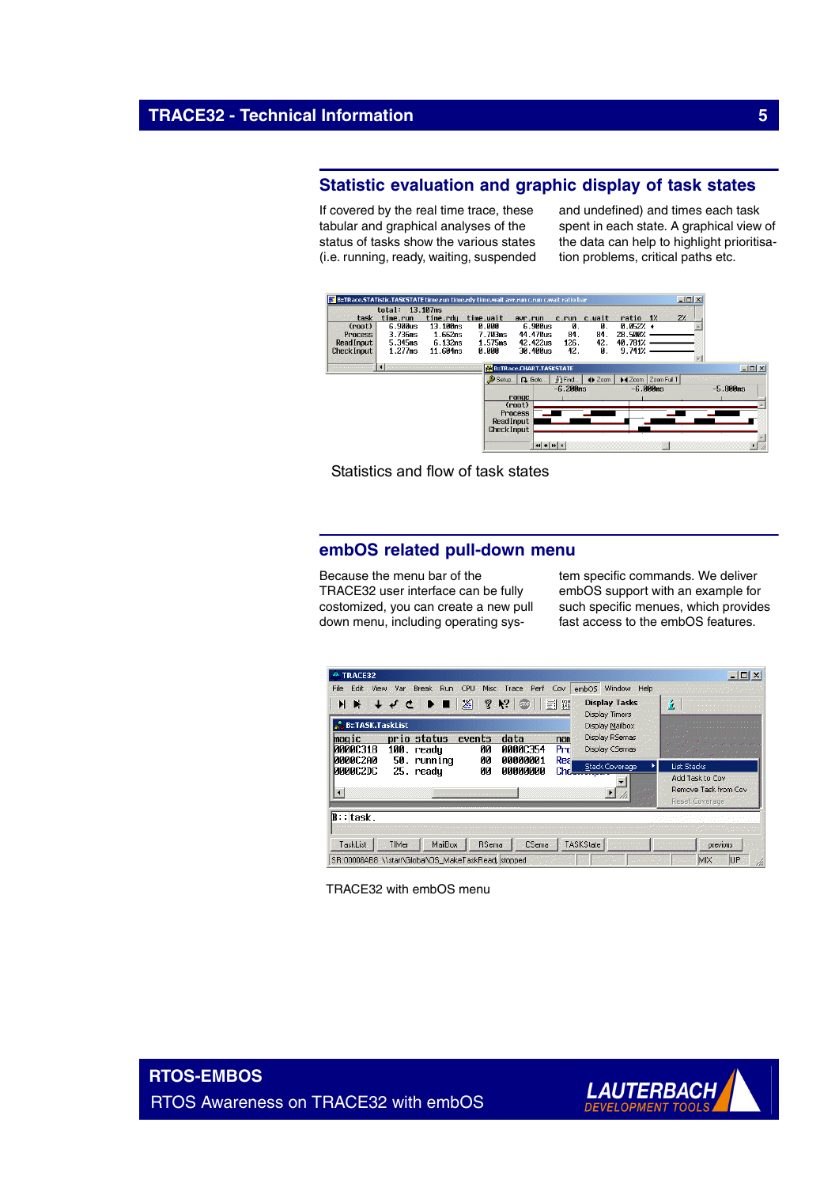## Statistic evaluation and graphic display of task states

If covered by the real time trace, these tabular and graphical analyses of the status of tasks show the various states (i.e. running, ready, waiting, suspended and undefined) and times each task spent in each state. A graphical view of the data can help to highlight prioritisation problems, critical paths etc.

Statistics and flow of task states

## embOS related pull-down menu

Because the menu bar of the TRACE32 user interface can be fully costomized, you can create a new pull down menu, including operating system specific commands. We deliver embOS support with an example for such specific menues, which provides fast access to the embOS features.

TRACE32 with embOS menu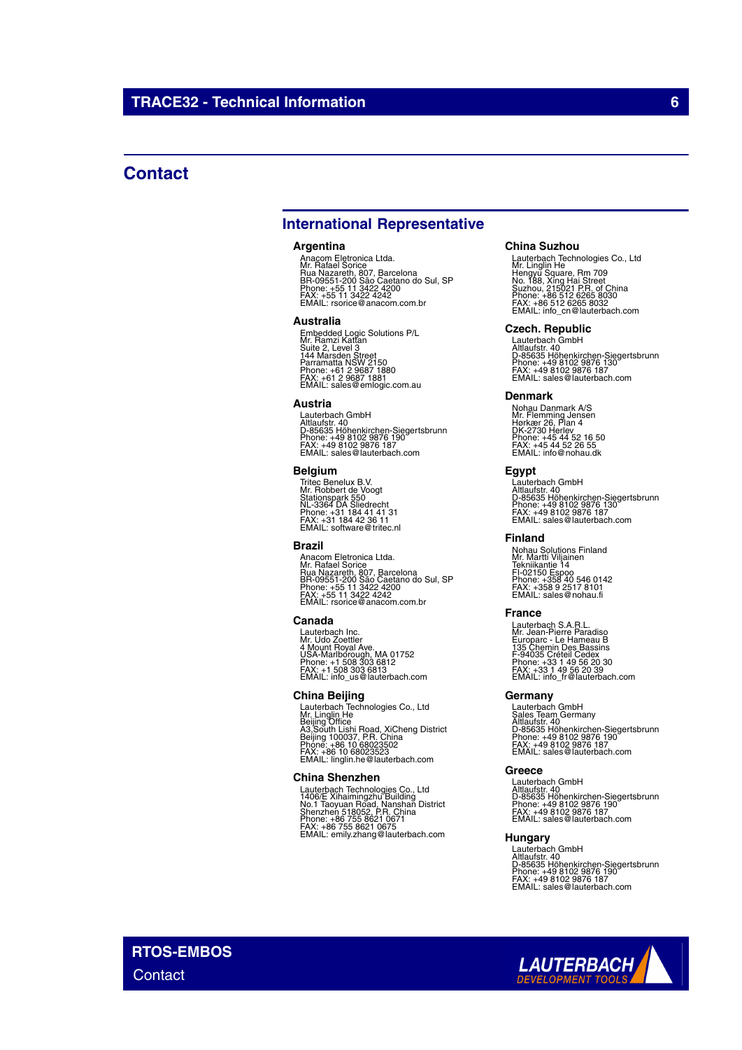## Contact

### International Representative

**Argentina**
Anacom Eletronica Ltda.
Mr. Rafael Sorice
Rua Nazareth, 807, Barcelona
BR-09551-200 São Caetano do Sul, SP
Phone: +55 11 3422 4200
FAX: +55 11 3422 4242
EMAIL: rsorice@anacom.com.br

**Australia**
Embedded Logic Solutions P/L
Mr. Ramzi Kattan
Suite 2, Level 3
144 Marsden Street
Parramatta NSW 2150
Phone: +61 2 9687 1880
FAX: +61 2 9687 1881
EMAIL: sales@emlogic.com.au

**Austria**
Lauterbach GmbH
Altlaufstr. 40
D-85635 Höhenkirchen-Siegertsbrunn
Phone: +49 8102 9876 190
FAX: +49 8102 9876 187
EMAIL: sales@lauterbach.com

**Belgium**
Tritec Benelux B.V.
Mr. Robbert de Voogt
Stationspark 550
NL-3364 DA Sliedrecht
Phone: +31 184 41 41 31
FAX: +31 184 42 36 11
EMAIL: software@tritec.nl

**Brazil**
Anacom Eletronica Ltda.
Mr. Rafael Sorice
Rua Nazareth, 807, Barcelona
BR-09551-200 São Caetano do Sul, SP
Phone: +55 11 3422 4200
FAX: +55 11 3422 4242
EMAIL: rsorice@anacom.com.br

**Canada**
Lauterbach Inc.
Mr. Udo Zoettler
4 Mount Royal Ave.
USA-Marlborough, MA 01752
Phone: +1 508 303 6812
FAX: +1 508 303 6813
EMAIL: info_us@lauterbach.com

**China Beijing**
Lauterbach Technologies Co., Ltd
Mr. Linglin He
Beijing Office
A3,South Lishi Road, XiCheng District
Beijing 100037, P.R. China
Phone: +86 10 68023502
FAX: +86 10 68023523
EMAIL: linglin.he@lauterbach.com

**China Shenzhen**
Lauterbach Technologies Co., Ltd
1406/E Xihaimingzhu Building
No.1 Taoyuan Road, Nanshan District
Shenzhen 518052, P.R. China
Phone: +86 755 8621 0671
FAX: +86 755 8621 0675
EMAIL: emily.zhang@lauterbach.com

**China Suzhou**
Lauterbach Technologies Co., Ltd
Mr. Linglin He
Hengyu Square, Rm 709
No. 188, Xing Hai Street
Suzhou, 215021 P.R. of China
Phone: +86 512 6265 8030
FAX: +86 512 6265 8032
EMAIL: info_cn@lauterbach.com

**Czech. Republic**
Lauterbach GmbH
Altlaufstr. 40
D-85635 Höhenkirchen-Siegertsbrunn
Phone: +49 8102 9876 130
FAX: +49 8102 9876 187
EMAIL: sales@lauterbach.com

**Denmark**
Nohau Danmark A/S
Mr. Flemming Jensen
Hørkær 26, Plan 4
DK-2730 Herlev
Phone: +45 44 52 16 50
FAX: +45 44 52 26 55
EMAIL: info@nohau.dk

**Egypt**
Lauterbach GmbH
Altlaufstr. 40
D-85635 Höhenkirchen-Siegertsbrunn
Phone: +49 8102 9876 130
FAX: +49 8102 9876 187
EMAIL: sales@lauterbach.com

**Finland**
Nohau Solutions Finland
Mr. Martti Viljainen
Tekniikantie 14
FI-02150 Espoo
Phone: +358 40 546 0142
FAX: +358 9 2517 8101
EMAIL: sales@nohau.fi

**France**
Lauterbach S.A.R.L.
Mr. Jean-Pierre Paradiso
Europarc - Le Hameau B
135 Chemin Des Bassins
F-94035 Créteil Cedex
Phone: +33 1 49 56 20 30
FAX: +33 1 49 56 20 39
EMAIL: info_fr@lauterbach.com

**Germany**
Lauterbach GmbH
Sales Team Germany
Altlaufstr. 40
D-85635 Höhenkirchen-Siegertsbrunn
Phone: +49 8102 9876 190
FAX: +49 8102 9876 187
EMAIL: sales@lauterbach.com

**Greece**
Lauterbach GmbH
Altlaufstr. 40
D-85635 Höhenkirchen-Siegertsbrunn
Phone: +49 8102 9876 190
FAX: +49 8102 9876 187
EMAIL: sales@lauterbach.com

**Hungary**
Lauterbach GmbH
Altlaufstr. 40
D-85635 Höhenkirchen-Siegertsbrunn
Phone: +49 8102 9876 190
FAX: +49 8102 9876 187
EMAIL: sales@lauterbach.com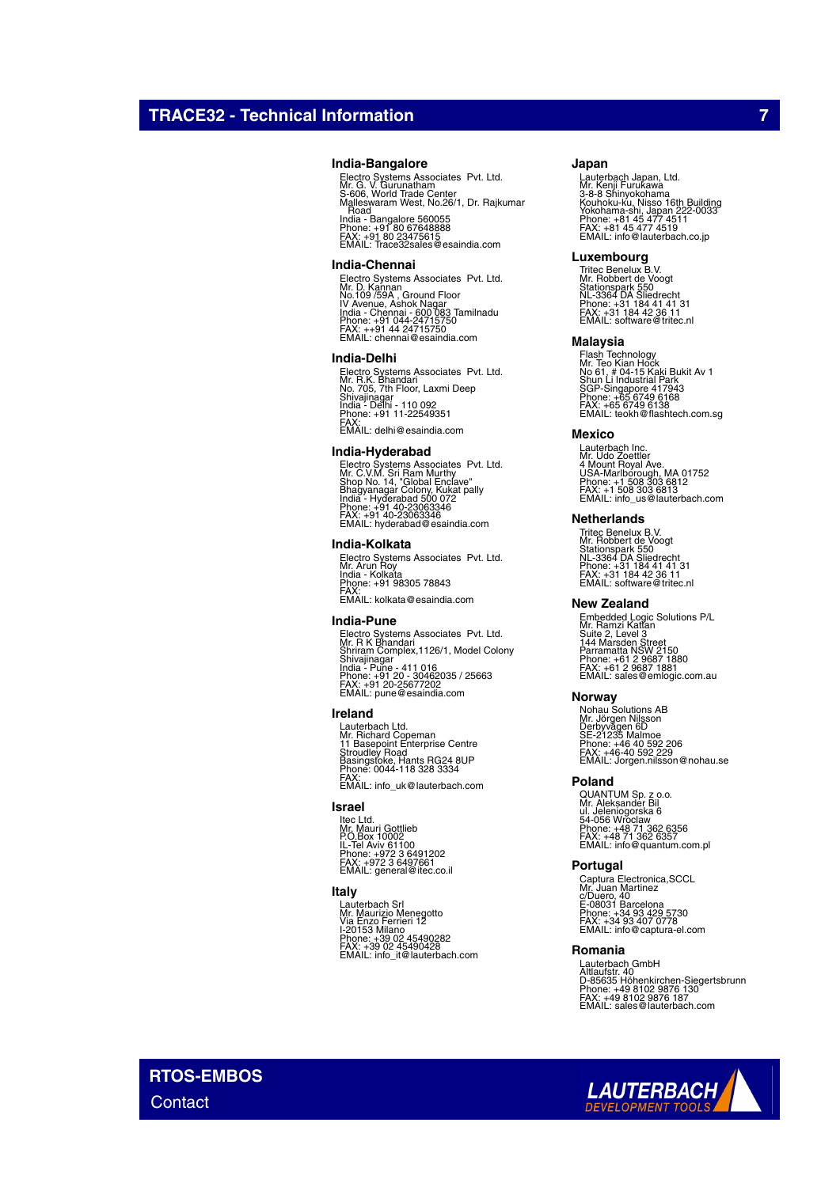## India-Bangalore

Electro Systems Associates Pvt. Ltd.
Mr. G. V. Gurunatham
S-606, World Trade Center
Malleswaram West, No.26/1, Dr. Rajkumar Road
India - Bangalore 560055
Phone: +91 80 67648888
FAX: +91 80 23475615
EMAIL: Trace32sales@esaindia.com

## India-Chennai

Electro Systems Associates Pvt. Ltd.
Mr. D. Kannan
No.109 /59A , Ground Floor
IV Avenue, Ashok Nagar
India - Chennai - 600 083 Tamilnadu
Phone: +91 044-24715750
FAX: ++91 44 24715750
EMAIL: chennai@esaindia.com

## India-Delhi

Electro Systems Associates Pvt. Ltd.
Mr. R.K. Bhandari
No. 705, 7th Floor, Laxmi Deep
Shivajinagar
India - Delhi - 110 092
Phone: +91 11-22549351
FAX:
EMAIL: delhi@esaindia.com

## India-Hyderabad

Electro Systems Associates Pvt. Ltd.
Mr. C.V.M. Sri Ram Murthy
Shop No. 14, "Global Enclave"
Bhagyanagar Colony, Kukat pally
India - Hyderabad 500 072
Phone: +91 40-23063346
FAX: +91 40-23063346
EMAIL: hyderabad@esaindia.com

## India-Kolkata

Electro Systems Associates Pvt. Ltd.
Mr. Arun Roy
India - Kolkata
Phone: +91 98305 78843
FAX:
EMAIL: kolkata@esaindia.com

## India-Pune

Electro Systems Associates Pvt. Ltd.
Mr. R K Bhandari
Shriram Complex,1126/1, Model Colony
Shivajinagar
India - Pune - 411 016
Phone: +91 20 - 30462035 / 25663
FAX: +91 20-25677202
EMAIL: pune@esaindia.com

## Ireland

Lauterbach Ltd.
Mr. Richard Copeman
11 Basepoint Enterprise Centre
Stroudley Road
Basingstoke, Hants RG24 8UP
Phone: 0044-118 328 3334
FAX:
EMAIL: info_uk@lauterbach.com

## Israel

Itec Ltd.
Mr. Mauri Gottlieb
P.O.Box 10002
IL-Tel Aviv 61100
Phone: +972 3 6491202
FAX: +972 3 6497661
EMAIL: general@itec.co.il

## Italy

Lauterbach Srl
Mr. Maurizio Menegotto
Via Enzo Ferrieri 12
I-20153 Milano
Phone: +39 02 45490282
FAX: +39 02 45490428
EMAIL: info_it@lauterbach.com

## Japan

Lauterbach Japan, Ltd.
Mr. Kenji Furukawa
3-8-8 Shinyokohama
Kouhoku-ku, Nisso 16th Building
Yokohama-shi, Japan 222-0033
Phone: +81 45 477 4511
FAX: +81 45 477 4519
EMAIL: info@lauterbach.co.jp

## Luxembourg

Tritec Benelux B.V.
Mr. Robbert de Voogt
Stationspark 550
NL-3364 DA Sliedrecht
Phone: +31 184 41 41 31
FAX: +31 184 42 36 11
EMAIL: software@tritec.nl

## Malaysia

Flash Technology
Mr. Teo Kian Hock
No 61, # 04-15 Kaki Bukit Av 1
Shun Li Industrial Park
SGP-Singapore 417943
Phone: +65 6749 6168
FAX: +65 6749 6138
EMAIL: teokh@flashtech.com.sg

## Mexico

Lauterbach Inc.
Mr. Udo Zoettler
4 Mount Royal Ave.
USA-Marlborough, MA 01752
Phone: +1 508 303 6812
FAX: +1 508 303 6813
EMAIL: info_us@lauterbach.com

## Netherlands

Tritec Benelux B.V.
Mr. Robbert de Voogt
Stationspark 550
NL-3364 DA Sliedrecht
Phone: +31 184 41 41 31
FAX: +31 184 42 36 111
EMAIL: software@tritec.nl

## New Zealand

Embedded Logic Solutions P/L
Mr. Ramzi Kattan
Suite 2, Level 3
144 Marsden Street
Parramatta NSW 2150
Phone: +61 2 9687 1880
FAX: +61 2 9687 1881
EMAIL: sales@emlogic.com.au

## Norway

Nohau Solutions AB
Mr. Jörgen Nilsson
Derbyvägen 6D
SE-21235 Malmoe
Phone: +46 40 592 206
FAX: +46-40 592 229
EMAIL: Jorgen.nilsson@nohau.se

## Poland

QUANTUM Sp. z o.o.
Mr. Aleksander Bil
ul. Jeleniogorska 6
54-056 Wroclaw
Phone: +48 71 362 6356
FAX: +48 71 362 6357
EMAIL: info@quantum.com.pl

## Portugal

Captura Electronica,SCCL
Mr. Juan Martinez
c/Duero, 40
E-08031 Barcelona
Phone: +34 93 429 5730
FAX: +34 93 407 0778
EMAIL: info@captura-el.com

## Romania

Lauterbach GmbH
Altlaufstr. 40
D-85635 Höhenkirchen-Siegertsbrunn
Phone: +49 8102 9876 130
FAX: +49 8102 9876 187
EMAIL: sales@lauterbach.com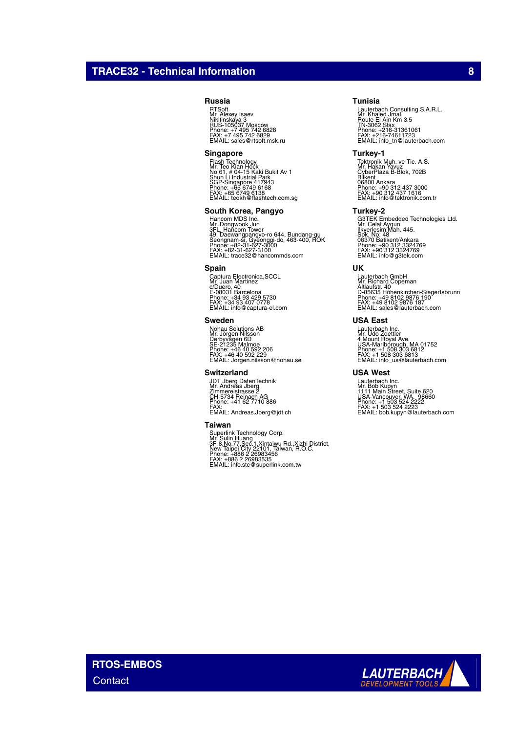## Russia

RTSoft
Mr. Alexey Isaev
Nikitinskaya 3
RUS-105037 Moscow
Phone: +7 495 742 6828
FAX: +7 495 742 6829
EMAIL: sales@rtsoft.msk.ru

## Singapore

Flash Technology
Mr. Teo Kian Hock
No 61, # 04-15 Kaki Bukit Av 1
Shun Li Industrial Park
SGP-Singapore 417943
Phone: +65 6749 6168
FAX: +65 6749 6138
EMAIL: teokh@flashtech.com.sg

## South Korea, Pangyo

Hancom MDS Inc.
Mr. Dongwook Jun
3FL, Hancom Tower
49, Daewangpangyo-ro 644, Bundang-gu
Seongnam-si, Gyeonggi-do, 463-400, ROK
Phone: +82-31-627-3000
FAX: +82-31-627-3100
EMAIL: trace32@hancommds.com

## Spain

Captura Electronica,SCCL
Mr. Juan Martinez
c/Duero, 40
E-08031 Barcelona
Phone: +34 93 429 5730
FAX: +34 93 407 0778
EMAIL: info@captura-el.com

## Sweden

Nohau Solutions AB
Mr. Jörgen Nilsson
Derbyvägen 6D
SE-21235 Malmoe
Phone: +46 40 592 206
FAX: +46 40 592 229
EMAIL: Jorgen.nilsson@nohau.se

## Switzerland

JDT Jberg DatenTechnik
Mr. Andreas Jberg
Zimmereistrasse 2
CH-5734 Reinach AG
Phone: +41 62 7710 886
FAX:
EMAIL: Andreas.Jberg@jdt.ch

## Taiwan

Superlink Technology Corp.
Mr. Sulin Huang
3F-8,No.77,Sec.1,Xintaiwu Rd.,Xizhi District,
New Taipei City 22101, Taiwan, R.O.C.
Phone: +886 2 26983456
FAX: +886 2 26983535
EMAIL: info.stc@superlink.com.tw

## Tunisia

Lauterbach Consulting S.A.R.L.
Mr. Khaled Jmal
Route El Ain Km 3.5
TN-3062 Sfax
Phone: +216-31361061
FAX: +216-74611723
EMAIL: info_tn@lauterbach.com

## Turkey-1

Tektronik Muh. ve Tic. A.S.
Mr. Hakan Yavuz
CyberPlaza B-Blok, 702B
Bilkent
06800 Ankara
Phone: +90 312 437 3000
FAX: +90 312 437 1616
EMAIL: info@tektronik.com.tr

## Turkey-2

G3TEK Embedded Technologies Ltd.
Mr. Celal Aygun
Ilkyerlesim Mah. 445.
Sok. No: 48
06370 Batikent/Ankara
Phone: +90 312 3324769
FAX: +90 312 3324769
EMAIL: info@g3tek.com

## UK

Lauterbach GmbH
Mr. Richard Copeman
Altlaufstr. 40
D-85635 Höhenkirchen-Siegertsbrunn
Phone: +49 8102 9876 190
FAX: +49 8102 9876 187
EMAIL: sales@lauterbach.com

## USA East

Lauterbach Inc.
Mr. Udo Zoettler
4 Mount Royal Ave.
USA-Marlborough, MA 01752
Phone: +1 508 303 6812
FAX: +1 508 303 6813
EMAIL: info_us@lauterbach.com

## USA West

Lauterbach Inc.
Mr. Bob Kupyn
1111 Main Street, Suite 620
USA-Vancouver, WA. 98660
Phone: +1 503 524 2222
FAX: +1 503 524 2223
EMAIL: bob.kupyn@lauterbach.com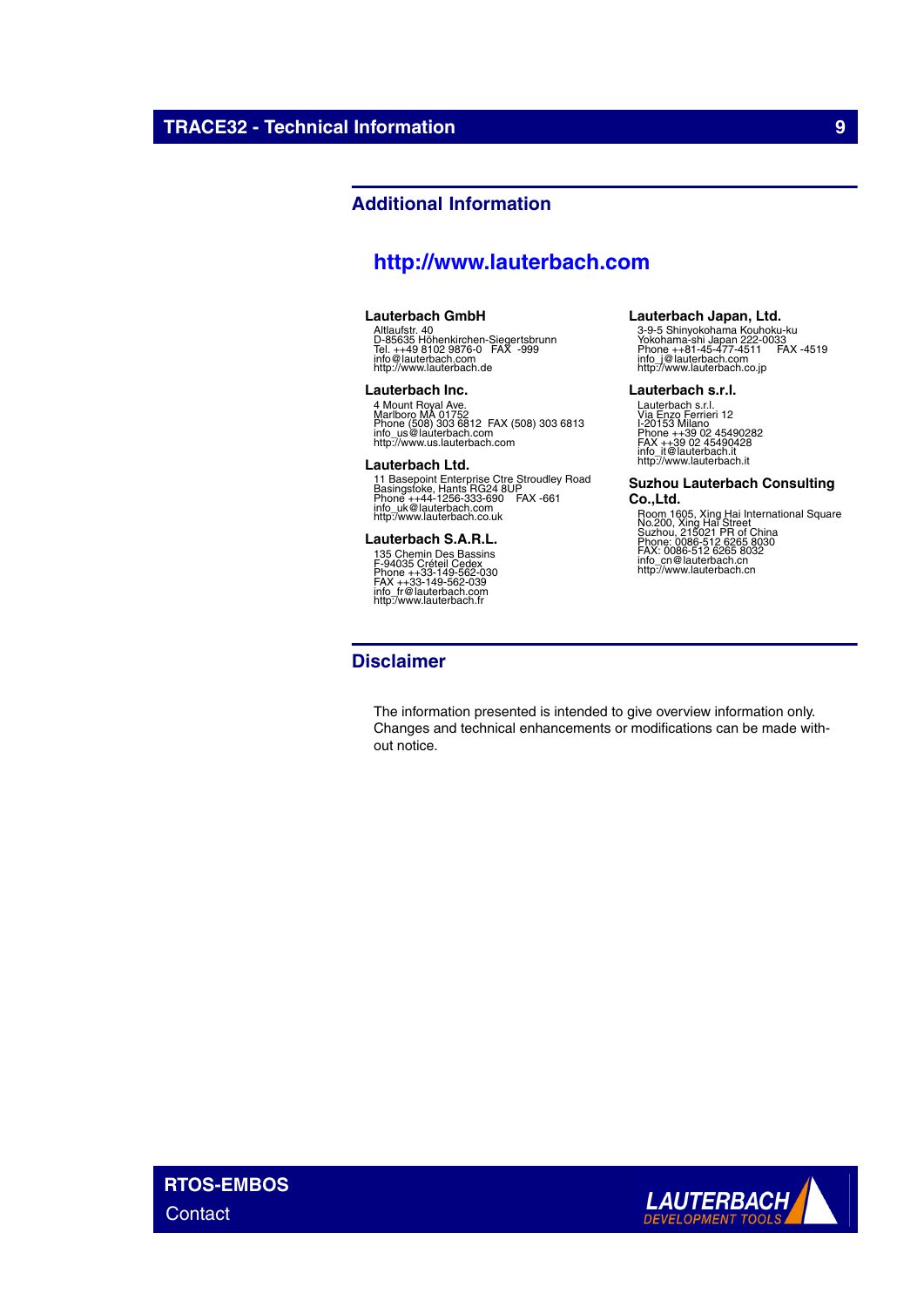## Additional Information

**http://www.lauterbach.com**

**Lauterbach GmbH**
Altlaufstr. 40
D-85635 Höhenkirchen-Siegertsbrunn
Tel. ++49 8102 9876-0 FAX -999
info@lauterbach.com
http://www.lauterbach.de

**Lauterbach Inc.**
4 Mount Royal Ave.
Marlboro MA 01752
Phone (508) 303 6812 FAX (508) 303 6813
info_us@lauterbach.com
http://www.us.lauterbach.com

**Lauterbach Ltd.**
11 Basepoint Enterprise Ctre Stroudley Road
Basingstoke, Hants RG24 8UP
Phone ++44-1256-333-690 FAX -661
info_uk@lauterbach.com
http://www.lauterbach.co.uk

**Lauterbach S.A.R.L.**
135 Chemin Des Bassins
F-94035 Créteil Cedex
Phone ++33-149-562-030
FAX ++33-149-562-039
info_fr@lauterbach.com
http://www.lauterbach.fr

**Lauterbach Japan, Ltd.**
3-9-5 Shinyokohama Kouhoku-ku
Yokohama-shi Japan 222-0033
Phone ++81-45-477-4511 FAX -4519
info_j@lauterbach.com
http://www.lauterbach.co.jp

**Lauterbach s.r.l.**
Lauterbach s.r.l.
Via Enzo Ferrieri 12
I-20153 Milano
Phone ++39 02 45490282
FAX ++39 02 45490428
info_it@lauterbach.it
http://www.lauterbach.it

**Suzhou Lauterbach Consulting Co.,Ltd.**
Room 1605, Xing Hai International Square
No.200, Xing Hai Street
Suzhou, 215021 PR of China
Phone: 0086-512 6265 8030
FAX: 0086-512 6265 8032
info_cn@lauterbach.cn
http://www.lauterbach.cn

## Disclaimer

The information presented is intended to give overview information only. Changes and technical enhancements or modifications can be made without notice.